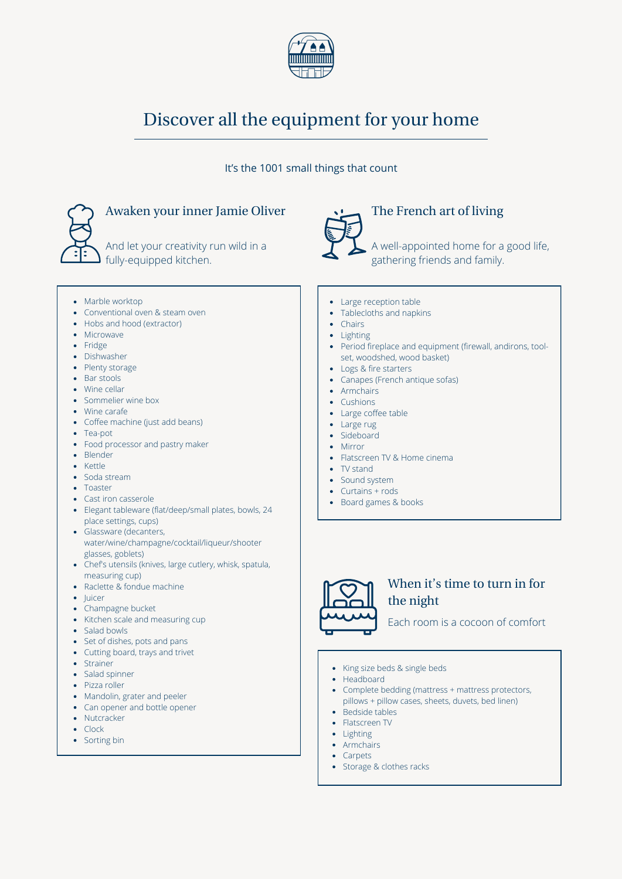# Discover all the equipment for your home

It's the 1001 small things that count

## Awaken your inner Jamie Oliver

And let your creativity run wild in a fully-equipped kitchen.

- Marble worktop
- Conventional oven & steam oven
- Hobs and hood (extractor)
- Microwave
- Fridge
- Dishwasher
- Plenty storage
- Bar stools
- Wine cellar
- Sommelier wine box
- Wine carafe
- Coffee machine (just add beans)
- Tea-pot
- Food processor and pastry maker
- Blender
- Kettle
- Soda stream
- Toaster
- Cast iron casserole
- Elegant tableware (flat/deep/small plates, bowls, 24 place settings, cups)
- Glassware (decanters, water/wine/champagne/cocktail/liqueur/shooter glasses, goblets)
- Chef's utensils (knives, large cutlery, whisk, spatula, measuring cup)
- Raclette & fondue machine
- Juicer
- Champagne bucket
- Kitchen scale and measuring cup
- Salad bowls
- Set of dishes, pots and pans
- Cutting board, trays and trivet
- Strainer
- Salad spinner
- Pizza roller
- Mandolin, grater and peeler
- Can opener and bottle opener
- Nutcracker
- Clock
- Sorting bin

## The French art of living

A well-appointed home for a good life, gathering friends and family.

- Large reception table
- Tablecloths and napkins
- Chairs
- Lighting
- Period fireplace and equipment (firewall, andirons, tool-set, woodshed, wood basket)
- Logs & fire starters
- Canapes (French antique sofas)
- Armchairs
- Cushions
- Large coffee table
- Large rug
- Sideboard
- Mirror
- Flatscreen TV & Home cinema
- TV stand
- Sound system
- Curtains + rods
- Board games & books

## When it's time to turn in for the night

Each room is a cocoon of comfort

- King size beds & single beds
- Headboard
- Complete bedding (mattress + mattress protectors, pillows + pillow cases, sheets, duvets, bed linen)
- Bedside tables
- Flatscreen TV
- Lighting
- Armchairs
- Carpets
- Storage & clothes racks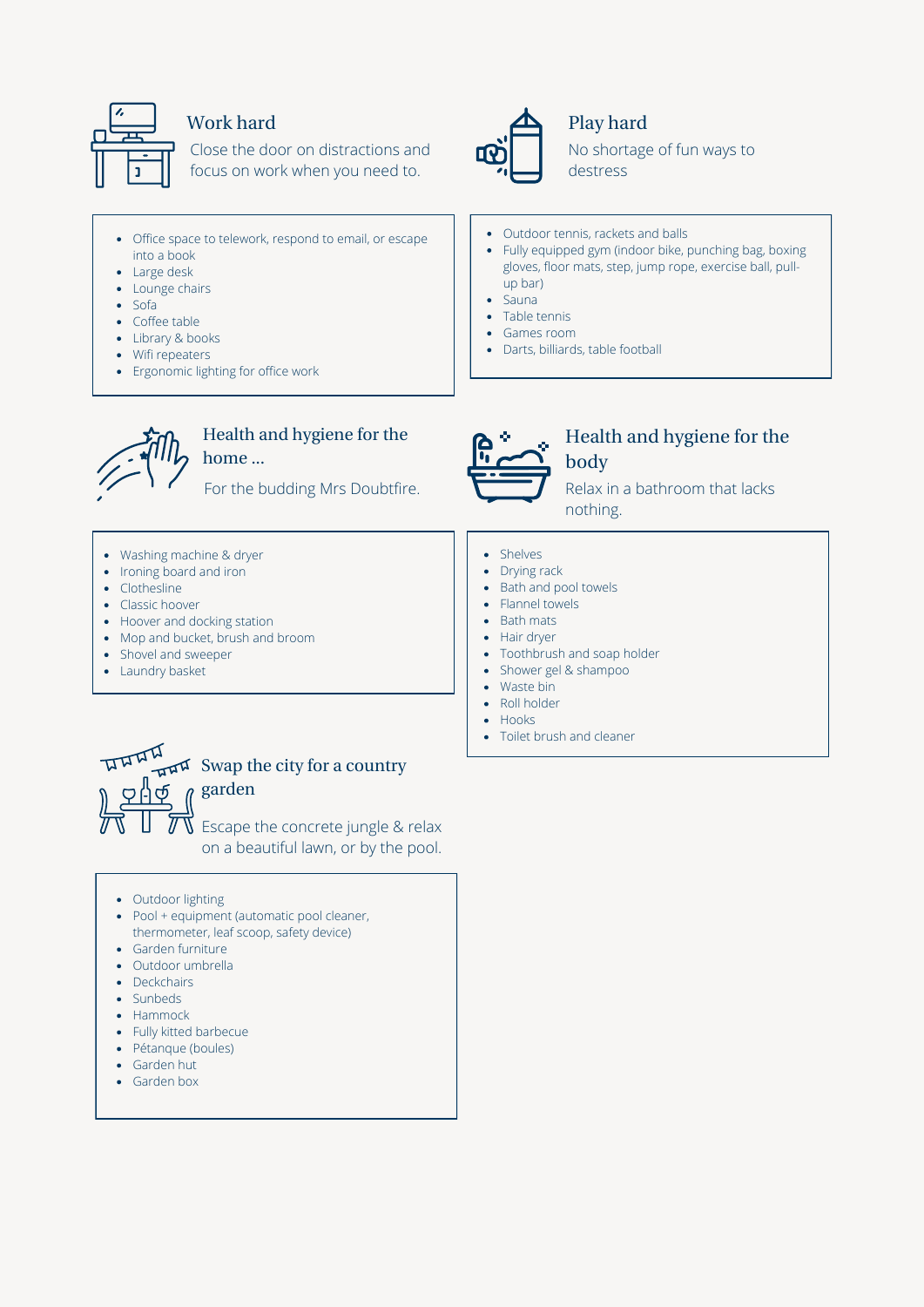## Work hard

Close the door on distractions and focus on work when you need to.

- Office space to telework, respond to email, or escape into a book
- Large desk
- Lounge chairs
- Sofa
- Coffee table
- Library & books
- Wifi repeaters
- Ergonomic lighting for office work

## Play hard

No shortage of fun ways to destress

- Outdoor tennis, rackets and balls
- Fully equipped gym (indoor bike, punching bag, boxing gloves, floor mats, step, jump rope, exercise ball, pull-up bar)
- Sauna
- Table tennis
- Games room
- Darts, billiards, table football

## Health and hygiene for the home ...

For the budding Mrs Doubtfire.

- Washing machine & dryer
- Ironing board and iron
- Clothesline
- Classic hoover
- Hoover and docking station
- Mop and bucket, brush and broom
- Shovel and sweeper
- Laundry basket

## Health and hygiene for the body

Relax in a bathroom that lacks nothing.

- Shelves
- Drying rack
- Bath and pool towels
- Flannel towels
- Bath mats
- Hair dryer
- Toothbrush and soap holder
- Shower gel & shampoo
- Waste bin
- Roll holder
- Hooks
- Toilet brush and cleaner

## Swap the city for a country garden

Escape the concrete jungle & relax on a beautiful lawn, or by the pool.

- Outdoor lighting
- Pool + equipment (automatic pool cleaner, thermometer, leaf scoop, safety device)
- Garden furniture
- Outdoor umbrella
- Deckchairs
- Sunbeds
- Hammock
- Fully kitted barbecue
- Pétanque (boules)
- Garden hut
- Garden box